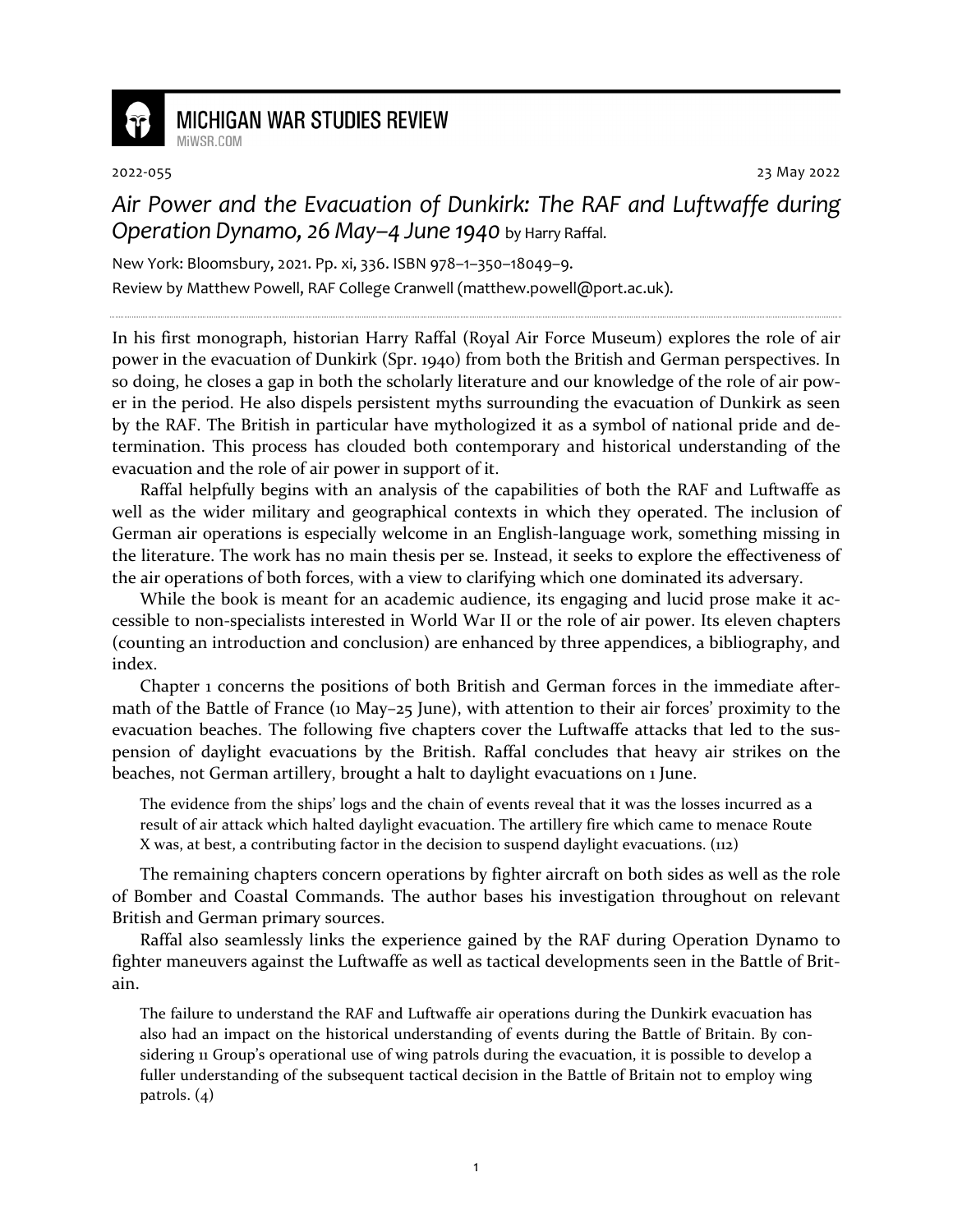MICHIGAN WAR STUDIES REVIEW
MiWSR.COM

2022-055 23 May 2022

# *Air Power and the Evacuation of Dunkirk: The RAF and Luftwaffe during Operation Dynamo, 26 May–4 June 1940* by Harry Raffal.

New York: Bloomsbury, 2021. Pp. xi, 336. ISBN 978–1–350–18049–9.

Review by Matthew Powell, RAF College Cranwell (matthew.powell@port.ac.uk).

---

In his first monograph, historian Harry Raffal (Royal Air Force Museum) explores the role of air power in the evacuation of Dunkirk (Spr. 1940) from both the British and German perspectives. In so doing, he closes a gap in both the scholarly literature and our knowledge of the role of air power in the period. He also dispels persistent myths surrounding the evacuation of Dunkirk as seen by the RAF. The British in particular have mythologized it as a symbol of national pride and determination. This process has clouded both contemporary and historical understanding of the evacuation and the role of air power in support of it.

Raffal helpfully begins with an analysis of the capabilities of both the RAF and Luftwaffe as well as the wider military and geographical contexts in which they operated. The inclusion of German air operations is especially welcome in an English-language work, something missing in the literature. The work has no main thesis per se. Instead, it seeks to explore the effectiveness of the air operations of both forces, with a view to clarifying which one dominated its adversary.

While the book is meant for an academic audience, its engaging and lucid prose make it accessible to non-specialists interested in World War II or the role of air power. Its eleven chapters (counting an introduction and conclusion) are enhanced by three appendices, a bibliography, and index.

Chapter 1 concerns the positions of both British and German forces in the immediate aftermath of the Battle of France (10 May–25 June), with attention to their air forces' proximity to the evacuation beaches. The following five chapters cover the Luftwaffe attacks that led to the suspension of daylight evacuations by the British. Raffal concludes that heavy air strikes on the beaches, not German artillery, brought a halt to daylight evacuations on 1 June.

> The evidence from the ships' logs and the chain of events reveal that it was the losses incurred as a result of air attack which halted daylight evacuation. The artillery fire which came to menace Route X was, at best, a contributing factor in the decision to suspend daylight evacuations. (112)

The remaining chapters concern operations by fighter aircraft on both sides as well as the role of Bomber and Coastal Commands. The author bases his investigation throughout on relevant British and German primary sources.

Raffal also seamlessly links the experience gained by the RAF during Operation Dynamo to fighter maneuvers against the Luftwaffe as well as tactical developments seen in the Battle of Britain.

> The failure to understand the RAF and Luftwaffe air operations during the Dunkirk evacuation has also had an impact on the historical understanding of events during the Battle of Britain. By considering 11 Group's operational use of wing patrols during the evacuation, it is possible to develop a fuller understanding of the subsequent tactical decision in the Battle of Britain not to employ wing patrols. (4)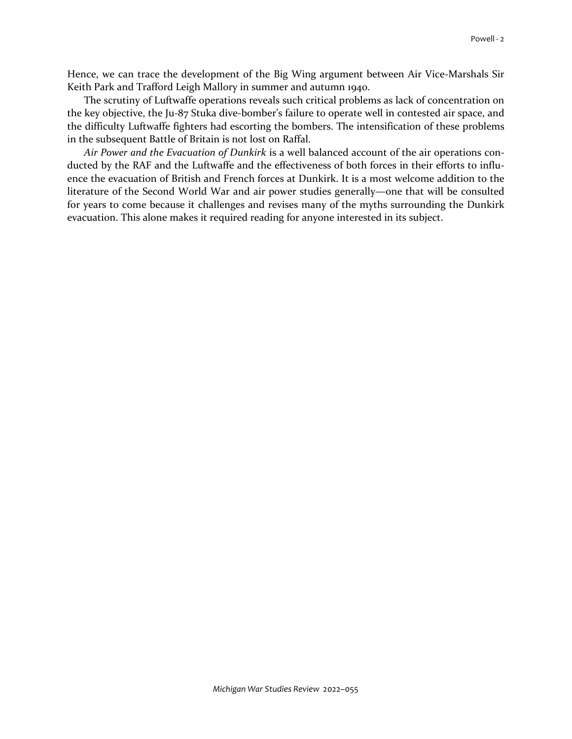Hence, we can trace the development of the Big Wing argument between Air Vice-Marshals Sir Keith Park and Trafford Leigh Mallory in summer and autumn 1940.

The scrutiny of Luftwaffe operations reveals such critical problems as lack of concentration on the key objective, the Ju-87 Stuka dive-bomber's failure to operate well in contested air space, and the difficulty Luftwaffe fighters had escorting the bombers. The intensification of these problems in the subsequent Battle of Britain is not lost on Raffal.

*Air Power and the Evacuation of Dunkirk* is a well balanced account of the air operations conducted by the RAF and the Luftwaffe and the effectiveness of both forces in their efforts to influence the evacuation of British and French forces at Dunkirk. It is a most welcome addition to the literature of the Second World War and air power studies generally—one that will be consulted for years to come because it challenges and revises many of the myths surrounding the Dunkirk evacuation. This alone makes it required reading for anyone interested in its subject.